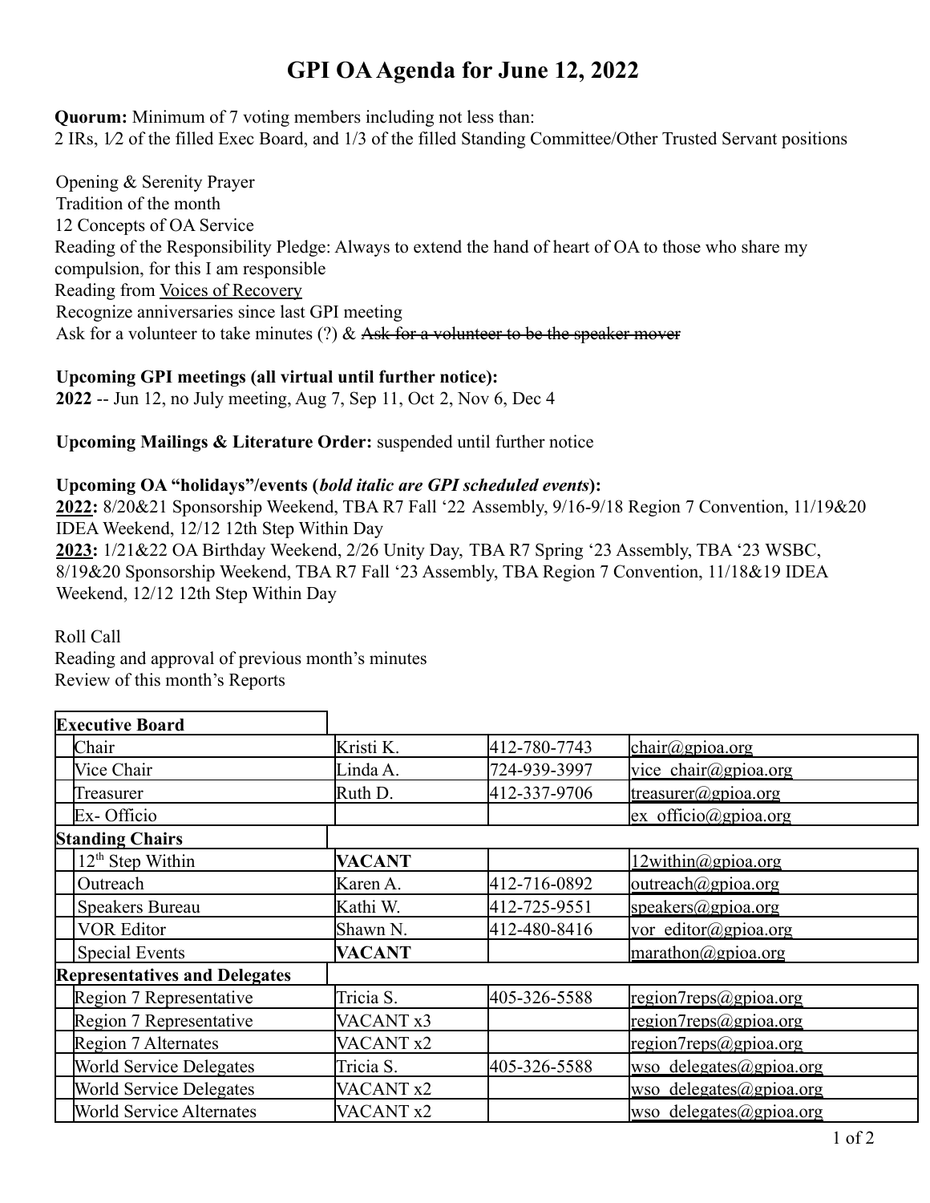# GPI OA Agenda for June 12, 2022

**Quorum:** Minimum of 7 voting members including not less than:
2 IRs, 1⁄2 of the filled Exec Board, and 1/3 of the filled Standing Committee/Other Trusted Servant positions

Opening & Serenity Prayer
Tradition of the month
12 Concepts of OA Service
Reading of the Responsibility Pledge: Always to extend the hand of heart of OA to those who share my compulsion, for this I am responsible
Reading from Voices of Recovery
Recognize anniversaries since last GPI meeting
Ask for a volunteer to take minutes (?) & ~~Ask for a volunteer to be the speaker mover~~

**Upcoming GPI meetings (all virtual until further notice):**
**2022** -- Jun 12, no July meeting, Aug 7, Sep 11, Oct 2, Nov 6, Dec 4

**Upcoming Mailings & Literature Order:** suspended until further notice

**Upcoming OA "holidays"/events (*bold italic are GPI scheduled events*):**
**2022:** 8/20&21 Sponsorship Weekend, TBA R7 Fall '22 Assembly, 9/16-9/18 Region 7 Convention, 11/19&20 IDEA Weekend, 12/12 12th Step Within Day
**2023:** 1/21&22 OA Birthday Weekend, 2/26 Unity Day, TBA R7 Spring '23 Assembly, TBA '23 WSBC, 8/19&20 Sponsorship Weekend, TBA R7 Fall '23 Assembly, TBA Region 7 Convention, 11/18&19 IDEA Weekend, 12/12 12th Step Within Day

Roll Call
Reading and approval of previous month's minutes
Review of this month's Reports

| **Executive Board** | | | |
|---|---|---|---|
| Chair | Kristi K. | 412-780-7743 | chair@gpioa.org |
| Vice Chair | Linda A. | 724-939-3997 | vice_chair@gpioa.org |
| Treasurer | Ruth D. | 412-337-9706 | treasurer@gpioa.org |
| Ex- Officio | | | ex_officio@gpioa.org |
| **Standing Chairs** | | | |
| 12th Step Within | **VACANT** | | 12within@gpioa.org |
| Outreach | Karen A. | 412-716-0892 | outreach@gpioa.org |
| Speakers Bureau | Kathi W. | 412-725-9551 | speakers@gpioa.org |
| VOR Editor | Shawn N. | 412-480-8416 | vor_editor@gpioa.org |
| Special Events | **VACANT** | | marathon@gpioa.org |
| **Representatives and Delegates** | | | |
| Region 7 Representative | Tricia S. | 405-326-5588 | region7reps@gpioa.org |
| Region 7 Representative | VACANT x3 | | region7reps@gpioa.org |
| Region 7 Alternates | VACANT x2 | | region7reps@gpioa.org |
| World Service Delegates | Tricia S. | 405-326-5588 | wso_delegates@gpioa.org |
| World Service Delegates | VACANT x2 | | wso_delegates@gpioa.org |
| World Service Alternates | VACANT x2 | | wso_delegates@gpioa.org |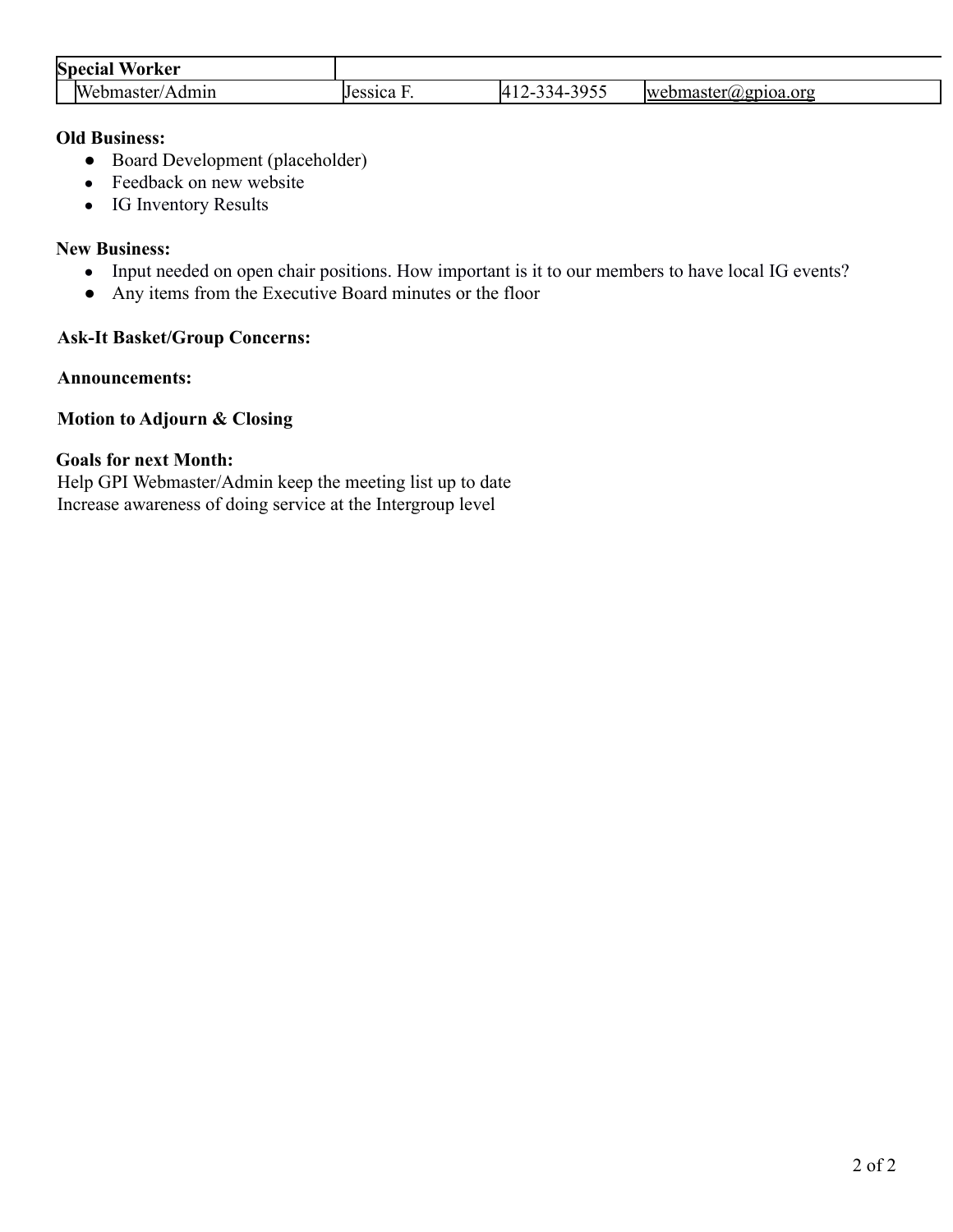| | | | |
|---|---|---|---|
| **Special Worker** | | | |
| Webmaster/Admin | Jessica F. | 412-334-3955 | webmaster@gpioa.org |

**Old Business:**

- Board Development (placeholder)
- Feedback on new website
- IG Inventory Results

**New Business:**

- Input needed on open chair positions. How important is it to our members to have local IG events?
- Any items from the Executive Board minutes or the floor

**Ask-It Basket/Group Concerns:**

**Announcements:**

**Motion to Adjourn & Closing**

**Goals for next Month:**

Help GPI Webmaster/Admin keep the meeting list up to date
Increase awareness of doing service at the Intergroup level